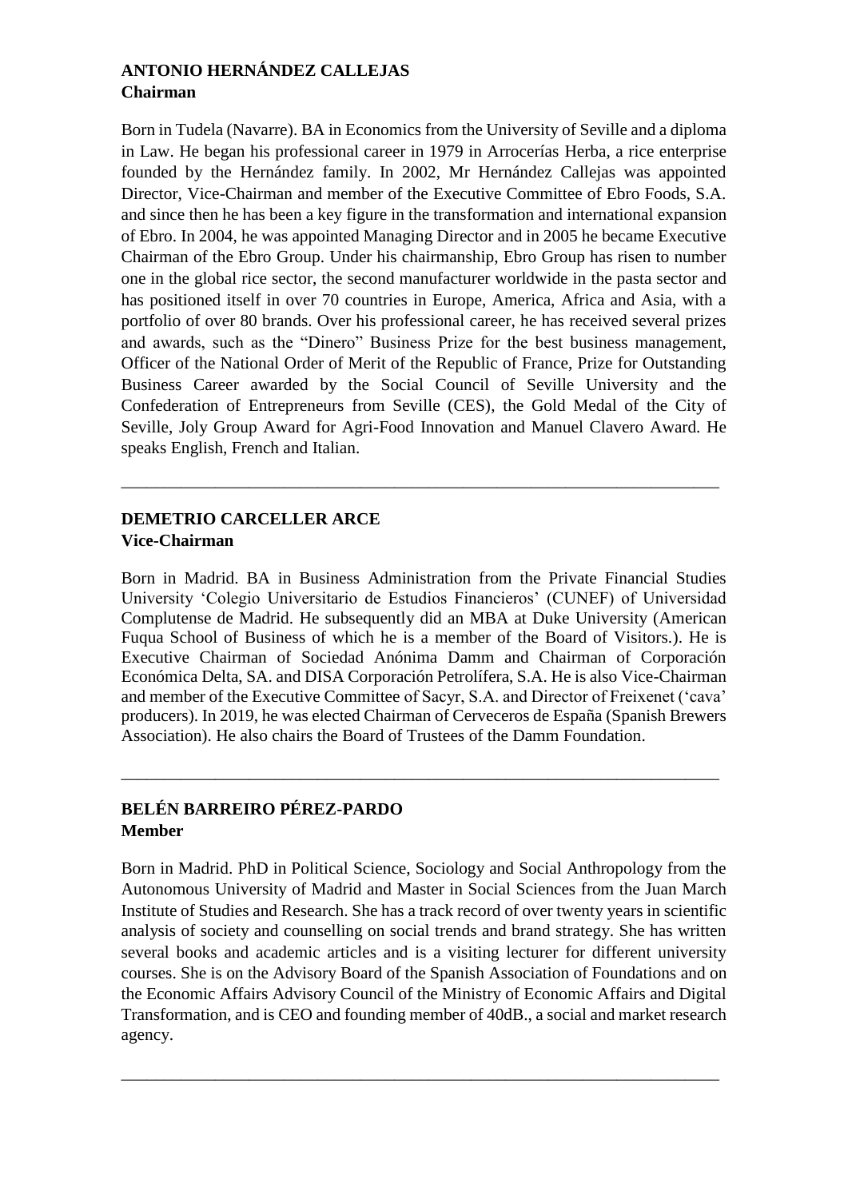**ANTONIO HERNÁNDEZ CALLEJAS**
**Chairman**

Born in Tudela (Navarre). BA in Economics from the University of Seville and a diploma in Law. He began his professional career in 1979 in Arrocerías Herba, a rice enterprise founded by the Hernández family. In 2002, Mr Hernández Callejas was appointed Director, Vice-Chairman and member of the Executive Committee of Ebro Foods, S.A. and since then he has been a key figure in the transformation and international expansion of Ebro. In 2004, he was appointed Managing Director and in 2005 he became Executive Chairman of the Ebro Group. Under his chairmanship, Ebro Group has risen to number one in the global rice sector, the second manufacturer worldwide in the pasta sector and has positioned itself in over 70 countries in Europe, America, Africa and Asia, with a portfolio of over 80 brands. Over his professional career, he has received several prizes and awards, such as the "Dinero" Business Prize for the best business management, Officer of the National Order of Merit of the Republic of France, Prize for Outstanding Business Career awarded by the Social Council of Seville University and the Confederation of Entrepreneurs from Seville (CES), the Gold Medal of the City of Seville, Joly Group Award for Agri-Food Innovation and Manuel Clavero Award. He speaks English, French and Italian.

---

**DEMETRIO CARCELLER ARCE**
**Vice-Chairman**

Born in Madrid. BA in Business Administration from the Private Financial Studies University 'Colegio Universitario de Estudios Financieros' (CUNEF) of Universidad Complutense de Madrid. He subsequently did an MBA at Duke University (American Fuqua School of Business of which he is a member of the Board of Visitors.). He is Executive Chairman of Sociedad Anónima Damm and Chairman of Corporación Económica Delta, SA. and DISA Corporación Petrolífera, S.A. He is also Vice-Chairman and member of the Executive Committee of Sacyr, S.A. and Director of Freixenet ('cava' producers). In 2019, he was elected Chairman of Cerveceros de España (Spanish Brewers Association). He also chairs the Board of Trustees of the Damm Foundation.

---

**BELÉN BARREIRO PÉREZ-PARDO**
**Member**

Born in Madrid. PhD in Political Science, Sociology and Social Anthropology from the Autonomous University of Madrid and Master in Social Sciences from the Juan March Institute of Studies and Research. She has a track record of over twenty years in scientific analysis of society and counselling on social trends and brand strategy. She has written several books and academic articles and is a visiting lecturer for different university courses. She is on the Advisory Board of the Spanish Association of Foundations and on the Economic Affairs Advisory Council of the Ministry of Economic Affairs and Digital Transformation, and is CEO and founding member of 40dB., a social and market research agency.

---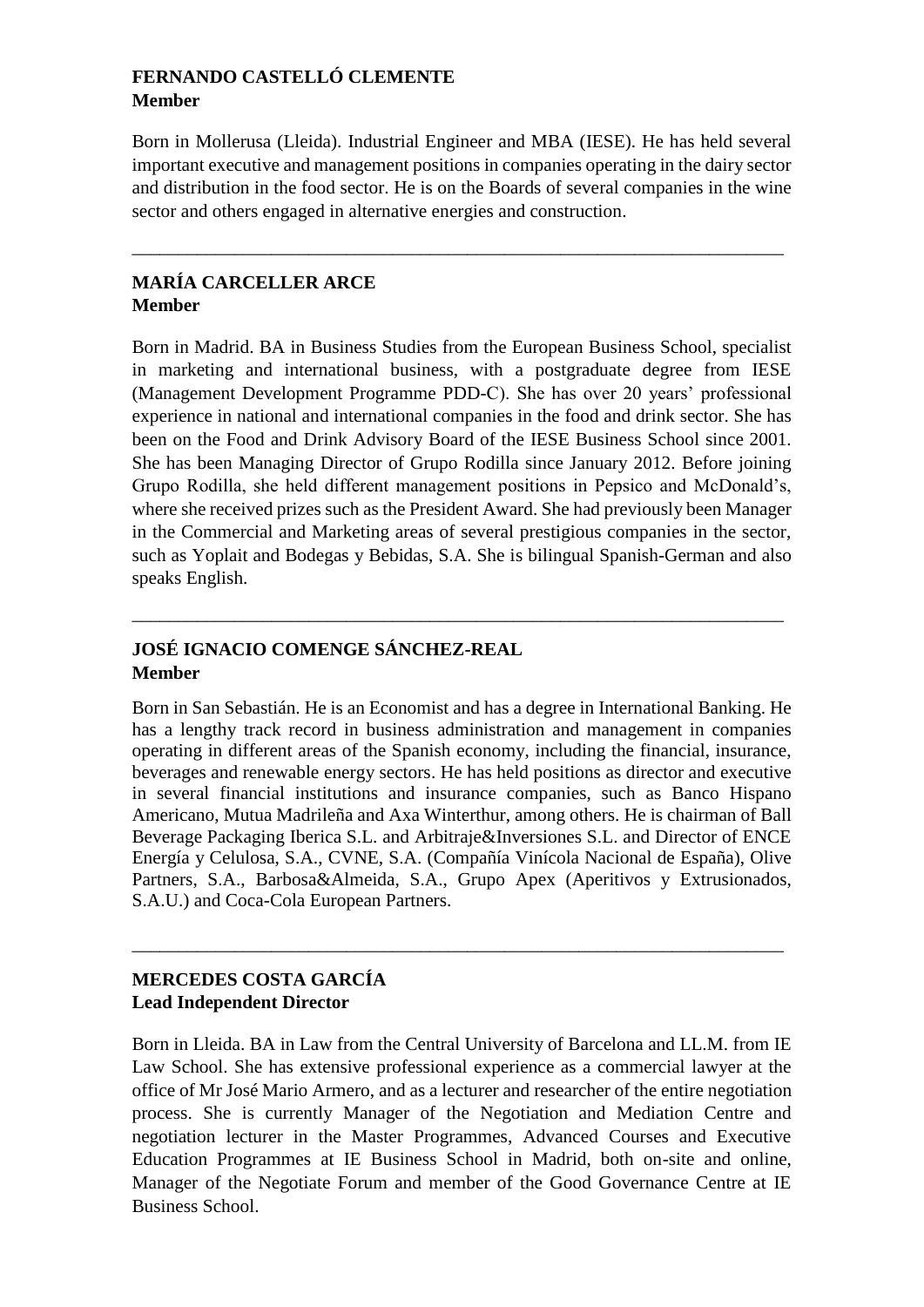**FERNANDO CASTELLÓ CLEMENTE**
**Member**

Born in Mollerusa (Lleida). Industrial Engineer and MBA (IESE). He has held several important executive and management positions in companies operating in the dairy sector and distribution in the food sector. He is on the Boards of several companies in the wine sector and others engaged in alternative energies and construction.

---

**MARÍA CARCELLER ARCE**
**Member**

Born in Madrid. BA in Business Studies from the European Business School, specialist in marketing and international business, with a postgraduate degree from IESE (Management Development Programme PDD-C). She has over 20 years' professional experience in national and international companies in the food and drink sector. She has been on the Food and Drink Advisory Board of the IESE Business School since 2001. She has been Managing Director of Grupo Rodilla since January 2012. Before joining Grupo Rodilla, she held different management positions in Pepsico and McDonald's, where she received prizes such as the President Award. She had previously been Manager in the Commercial and Marketing areas of several prestigious companies in the sector, such as Yoplait and Bodegas y Bebidas, S.A. She is bilingual Spanish-German and also speaks English.

---

**JOSÉ IGNACIO COMENGE SÁNCHEZ-REAL**
**Member**

Born in San Sebastián. He is an Economist and has a degree in International Banking. He has a lengthy track record in business administration and management in companies operating in different areas of the Spanish economy, including the financial, insurance, beverages and renewable energy sectors. He has held positions as director and executive in several financial institutions and insurance companies, such as Banco Hispano Americano, Mutua Madrileña and Axa Winterthur, among others. He is chairman of Ball Beverage Packaging Iberica S.L. and Arbitraje&Inversiones S.L. and Director of ENCE Energía y Celulosa, S.A., CVNE, S.A. (Compañía Vinícola Nacional de España), Olive Partners, S.A., Barbosa&Almeida, S.A., Grupo Apex (Aperitivos y Extrusionados, S.A.U.) and Coca-Cola European Partners.

---

**MERCEDES COSTA GARCÍA**
**Lead Independent Director**

Born in Lleida. BA in Law from the Central University of Barcelona and LL.M. from IE Law School. She has extensive professional experience as a commercial lawyer at the office of Mr José Mario Armero, and as a lecturer and researcher of the entire negotiation process. She is currently Manager of the Negotiation and Mediation Centre and negotiation lecturer in the Master Programmes, Advanced Courses and Executive Education Programmes at IE Business School in Madrid, both on-site and online, Manager of the Negotiate Forum and member of the Good Governance Centre at IE Business School.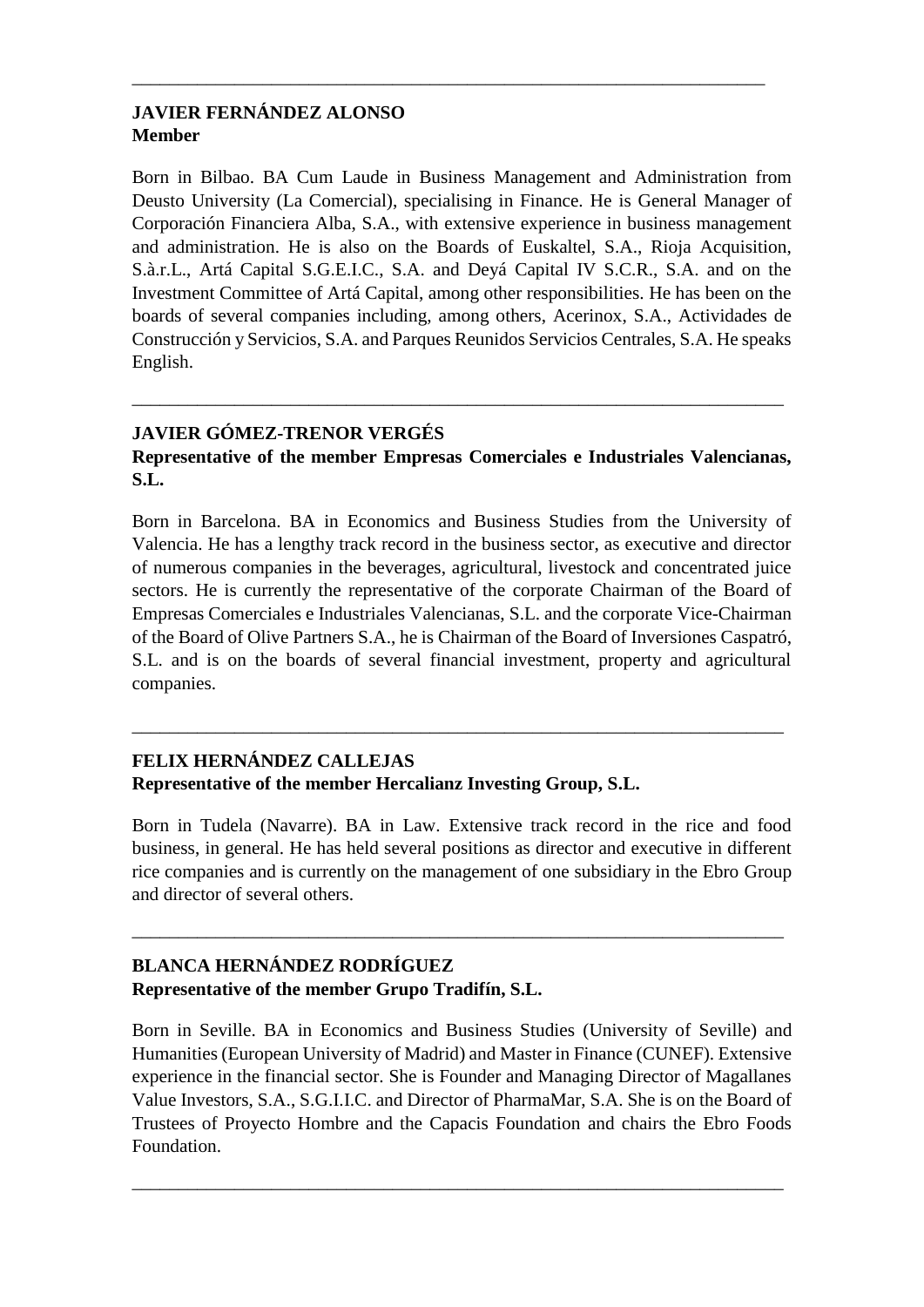---

**JAVIER FERNÁNDEZ ALONSO**
**Member**

Born in Bilbao. BA Cum Laude in Business Management and Administration from Deusto University (La Comercial), specialising in Finance. He is General Manager of Corporación Financiera Alba, S.A., with extensive experience in business management and administration. He is also on the Boards of Euskaltel, S.A., Rioja Acquisition, S.à.r.L., Artá Capital S.G.E.I.C., S.A. and Deyá Capital IV S.C.R., S.A. and on the Investment Committee of Artá Capital, among other responsibilities. He has been on the boards of several companies including, among others, Acerinox, S.A., Actividades de Construcción y Servicios, S.A. and Parques Reunidos Servicios Centrales, S.A. He speaks English.

---

**JAVIER GÓMEZ-TRENOR VERGÉS**
**Representative of the member Empresas Comerciales e Industriales Valencianas, S.L.**

Born in Barcelona. BA in Economics and Business Studies from the University of Valencia. He has a lengthy track record in the business sector, as executive and director of numerous companies in the beverages, agricultural, livestock and concentrated juice sectors. He is currently the representative of the corporate Chairman of the Board of Empresas Comerciales e Industriales Valencianas, S.L. and the corporate Vice-Chairman of the Board of Olive Partners S.A., he is Chairman of the Board of Inversiones Caspatró, S.L. and is on the boards of several financial investment, property and agricultural companies.

---

**FELIX HERNÁNDEZ CALLEJAS**
**Representative of the member Hercalianz Investing Group, S.L.**

Born in Tudela (Navarre). BA in Law. Extensive track record in the rice and food business, in general. He has held several positions as director and executive in different rice companies and is currently on the management of one subsidiary in the Ebro Group and director of several others.

---

**BLANCA HERNÁNDEZ RODRÍGUEZ**
**Representative of the member Grupo Tradifín, S.L.**

Born in Seville. BA in Economics and Business Studies (University of Seville) and Humanities (European University of Madrid) and Master in Finance (CUNEF). Extensive experience in the financial sector. She is Founder and Managing Director of Magallanes Value Investors, S.A., S.G.I.I.C. and Director of PharmaMar, S.A. She is on the Board of Trustees of Proyecto Hombre and the Capacis Foundation and chairs the Ebro Foods Foundation.

---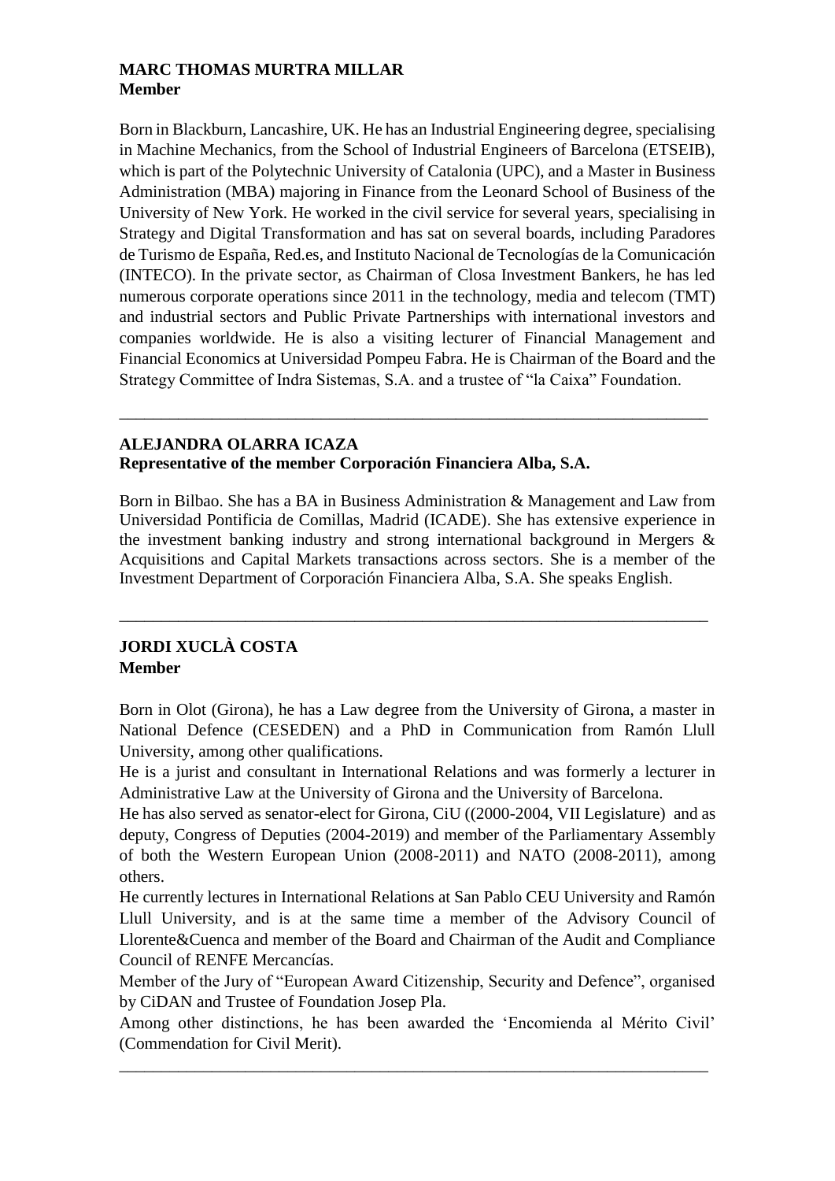**MARC THOMAS MURTRA MILLAR**
**Member**

Born in Blackburn, Lancashire, UK. He has an Industrial Engineering degree, specialising in Machine Mechanics, from the School of Industrial Engineers of Barcelona (ETSEIB), which is part of the Polytechnic University of Catalonia (UPC), and a Master in Business Administration (MBA) majoring in Finance from the Leonard School of Business of the University of New York. He worked in the civil service for several years, specialising in Strategy and Digital Transformation and has sat on several boards, including Paradores de Turismo de España, Red.es, and Instituto Nacional de Tecnologías de la Comunicación (INTECO). In the private sector, as Chairman of Closa Investment Bankers, he has led numerous corporate operations since 2011 in the technology, media and telecom (TMT) and industrial sectors and Public Private Partnerships with international investors and companies worldwide. He is also a visiting lecturer of Financial Management and Financial Economics at Universidad Pompeu Fabra. He is Chairman of the Board and the Strategy Committee of Indra Sistemas, S.A. and a trustee of "la Caixa" Foundation.

---

**ALEJANDRA OLARRA ICAZA**
**Representative of the member Corporación Financiera Alba, S.A.**

Born in Bilbao. She has a BA in Business Administration & Management and Law from Universidad Pontificia de Comillas, Madrid (ICADE). She has extensive experience in the investment banking industry and strong international background in Mergers & Acquisitions and Capital Markets transactions across sectors. She is a member of the Investment Department of Corporación Financiera Alba, S.A. She speaks English.

---

**JORDI XUCLÀ COSTA**
**Member**

Born in Olot (Girona), he has a Law degree from the University of Girona, a master in National Defence (CESEDEN) and a PhD in Communication from Ramón Llull University, among other qualifications.

He is a jurist and consultant in International Relations and was formerly a lecturer in Administrative Law at the University of Girona and the University of Barcelona.

He has also served as senator-elect for Girona, CiU ((2000-2004, VII Legislature) and as deputy, Congress of Deputies (2004-2019) and member of the Parliamentary Assembly of both the Western European Union (2008-2011) and NATO (2008-2011), among others.

He currently lectures in International Relations at San Pablo CEU University and Ramón Llull University, and is at the same time a member of the Advisory Council of Llorente&Cuenca and member of the Board and Chairman of the Audit and Compliance Council of RENFE Mercancías.

Member of the Jury of "European Award Citizenship, Security and Defence", organised by CiDAN and Trustee of Foundation Josep Pla.

Among other distinctions, he has been awarded the 'Encomienda al Mérito Civil' (Commendation for Civil Merit).

---